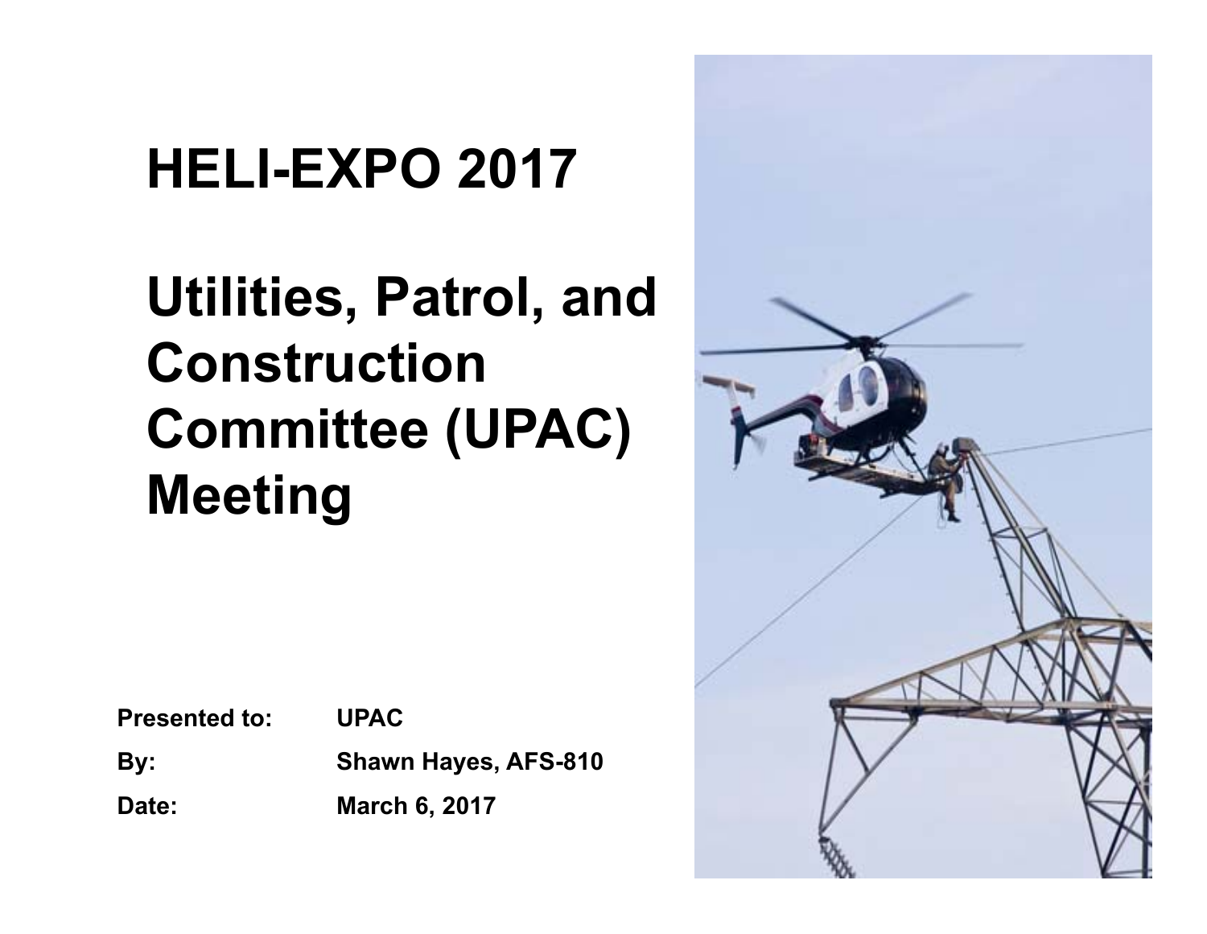# HELI-EXPO 2017

# Utilities, Patrol, and Construction Committee (UPAC) Meeting

| | |
|---|---|
| **Presented to:** | **UPAC** |
| **By:** | **Shawn Hayes, AFS-810** |
| **Date:** | **March 6, 2017** |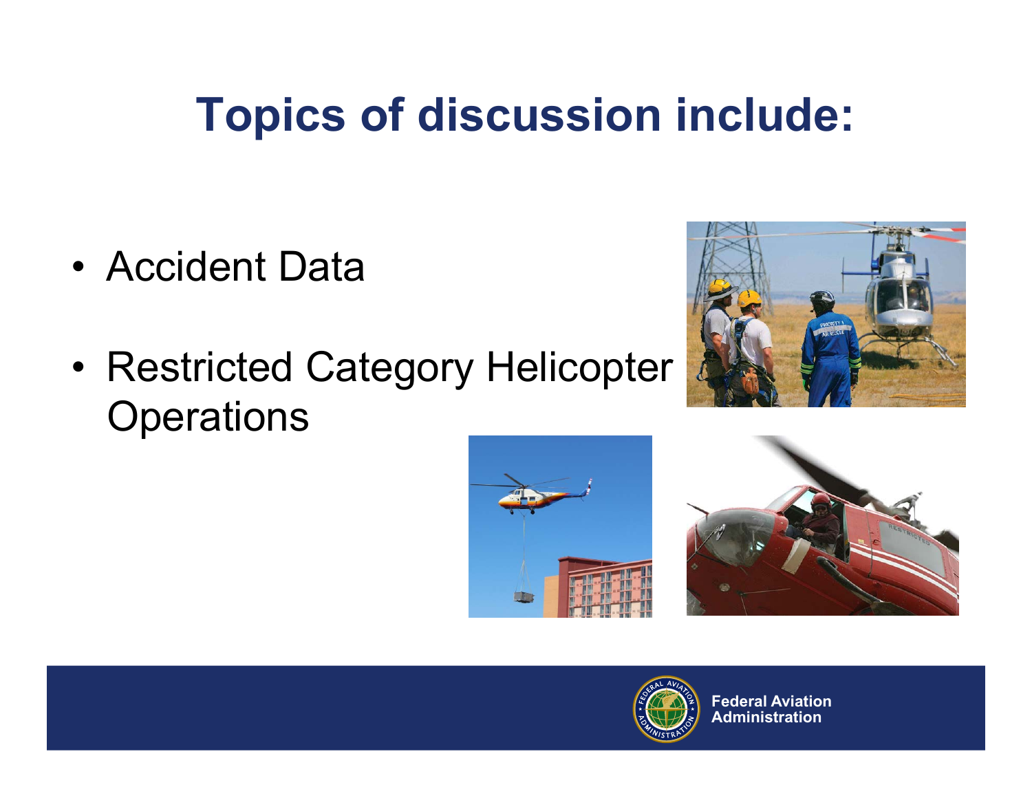# Topics of discussion include:

- Accident Data
- Restricted Category Helicopter Operations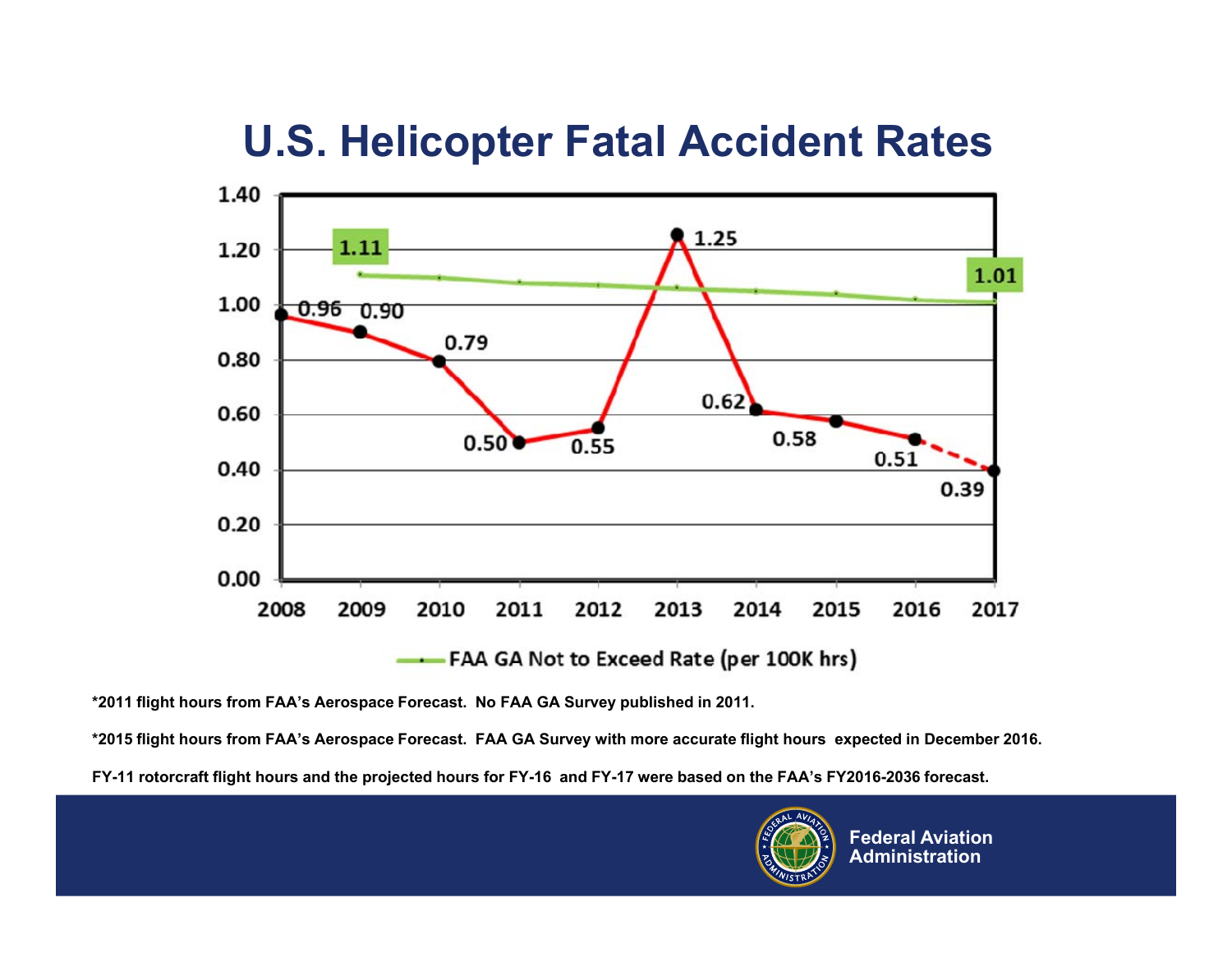# U.S. Helicopter Fatal Accident Rates

| Year | Fatal Accident Rate |
|---|---|
| 2008 | 0.96 |
| 2009 | 0.90 |
| 2010 | 0.79 |
| 2011 | 0.50 |
| 2012 | 0.55 |
| 2013 | 1.25 |
| 2014 | 0.62 |
| 2015 | 0.58 |
| 2016 | 0.51 |
| 2017 | 0.39 |

FAA GA Not to Exceed Rate (per 100K hrs): 1.11 (2009) to 1.01 (2017)

**\*2011 flight hours from FAA's Aerospace Forecast. No FAA GA Survey published in 2011.**

**\*2015 flight hours from FAA's Aerospace Forecast. FAA GA Survey with more accurate flight hours expected in December 2016.**

**FY-11 rotorcraft flight hours and the projected hours for FY-16 and FY-17 were based on the FAA's FY2016-2036 forecast.**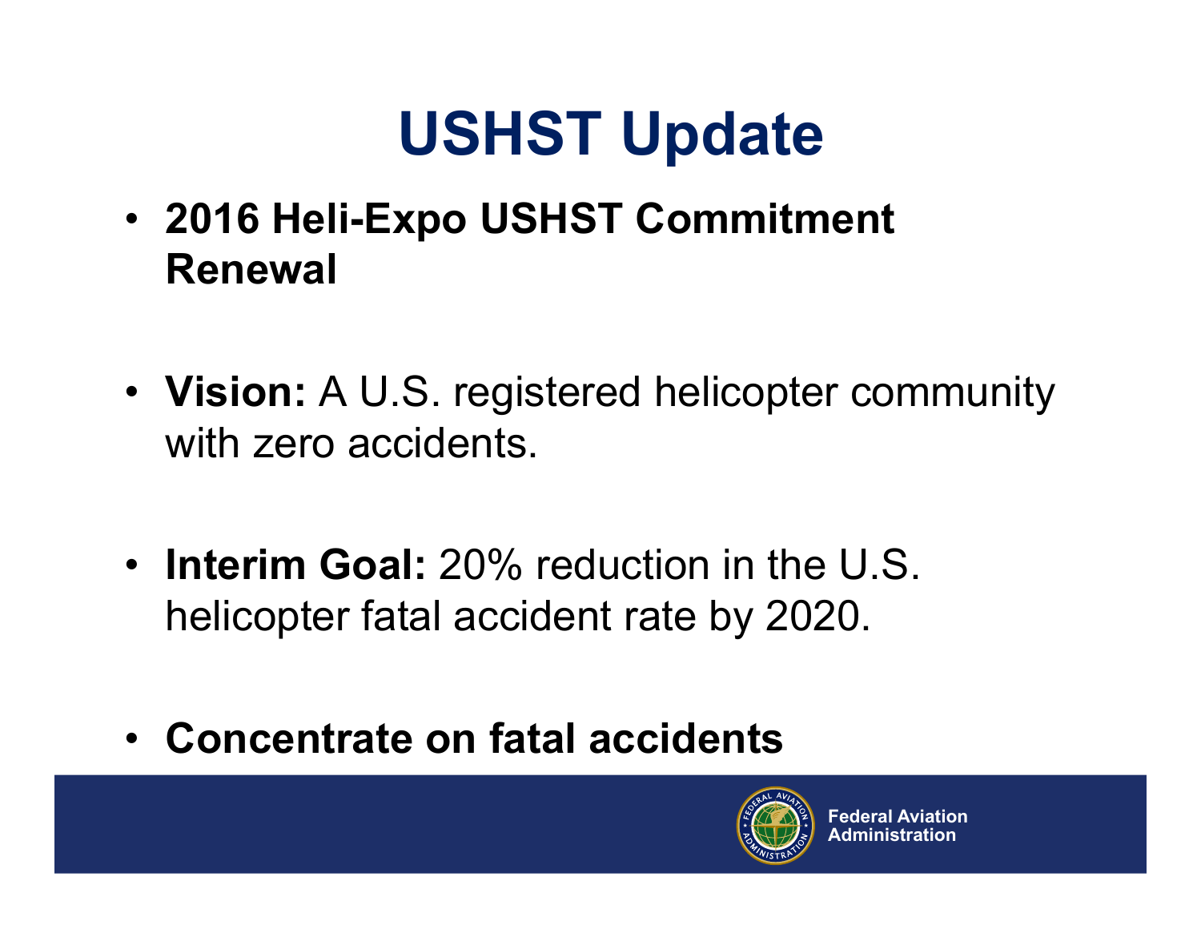# USHST Update

- **2016 Heli-Expo USHST Commitment Renewal**

- **Vision:** A U.S. registered helicopter community with zero accidents.

- **Interim Goal:** 20% reduction in the U.S. helicopter fatal accident rate by 2020.

- **Concentrate on fatal accidents**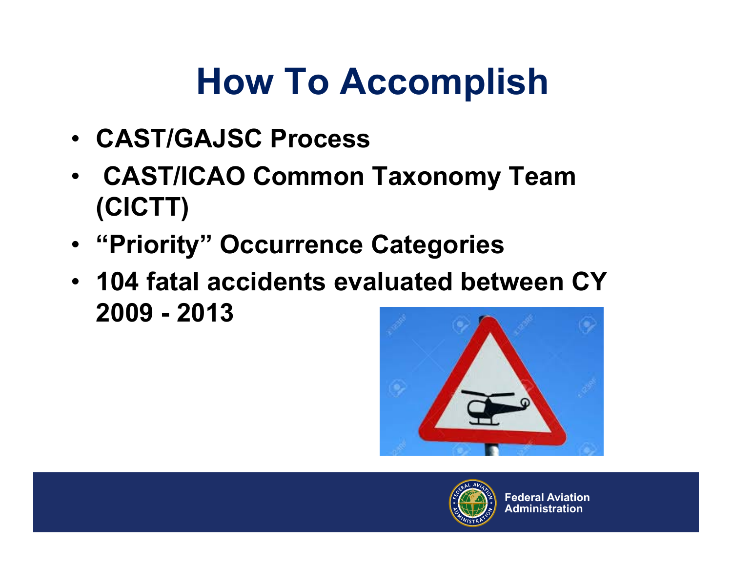# How To Accomplish

- CAST/GAJSC Process
- CAST/ICAO Common Taxonomy Team (CICTT)
- "Priority" Occurrence Categories
- 104 fatal accidents evaluated between CY 2009 - 2013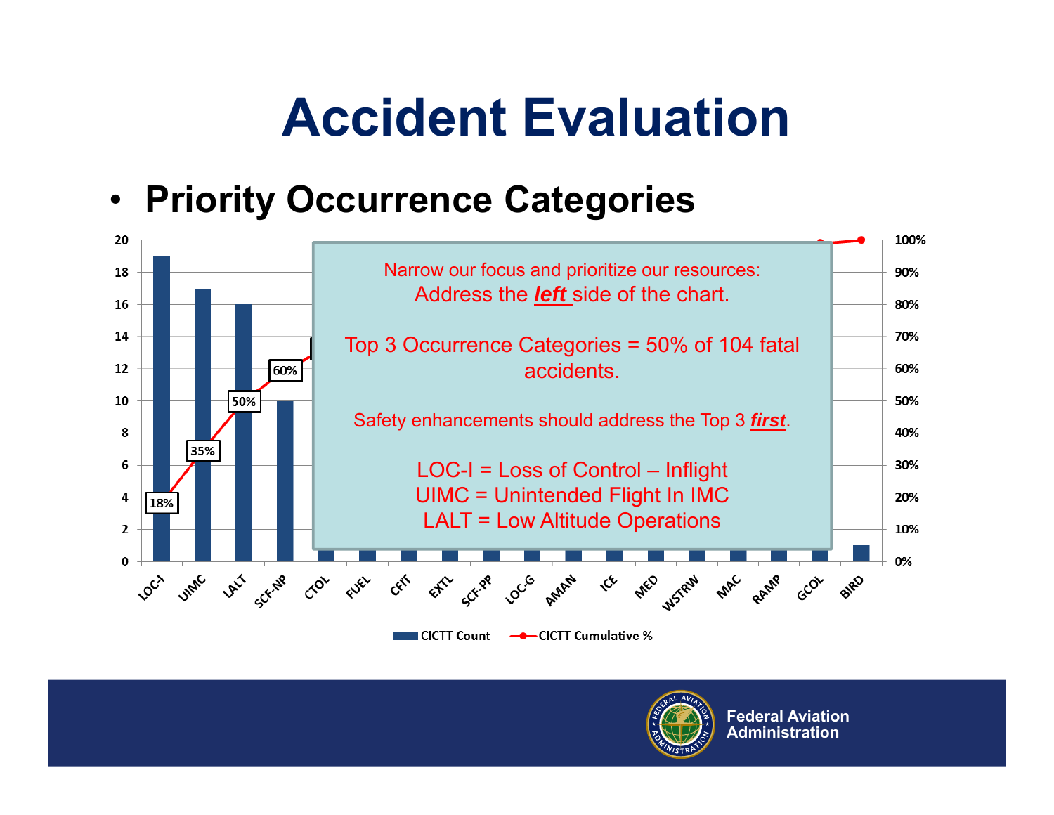# Accident Evaluation

- **Priority Occurrence Categories**

Narrow our focus and prioritize our resources:
Address the ***left*** side of the chart.

Top 3 Occurrence Categories = 50% of 104 fatal accidents.

Safety enhancements should address the Top 3 ***first***.

LOC-I = Loss of Control – Inflight
UIMC = Unintended Flight In IMC
LALT = Low Altitude Operations

| Category | CICTT Count | CICTT Cumulative % |
|---|---|---|
| LOC-I | 19 | 18% |
| UIMC | 17 | 35% |
| LALT | 16 | 50% |
| SCF-NP | 10 | 60% |
| CTOL | | |
| FUEL | | |
| CFIT | | |
| EXTL | | |
| SCF-PP | | |
| LOC-G | | |
| AMAN | | |
| ICE | | |
| MED | | |
| WSTRW | | |
| MAC | | |
| RAMP | | |
| GCOL | | |
| BIRD | 1 | 100% |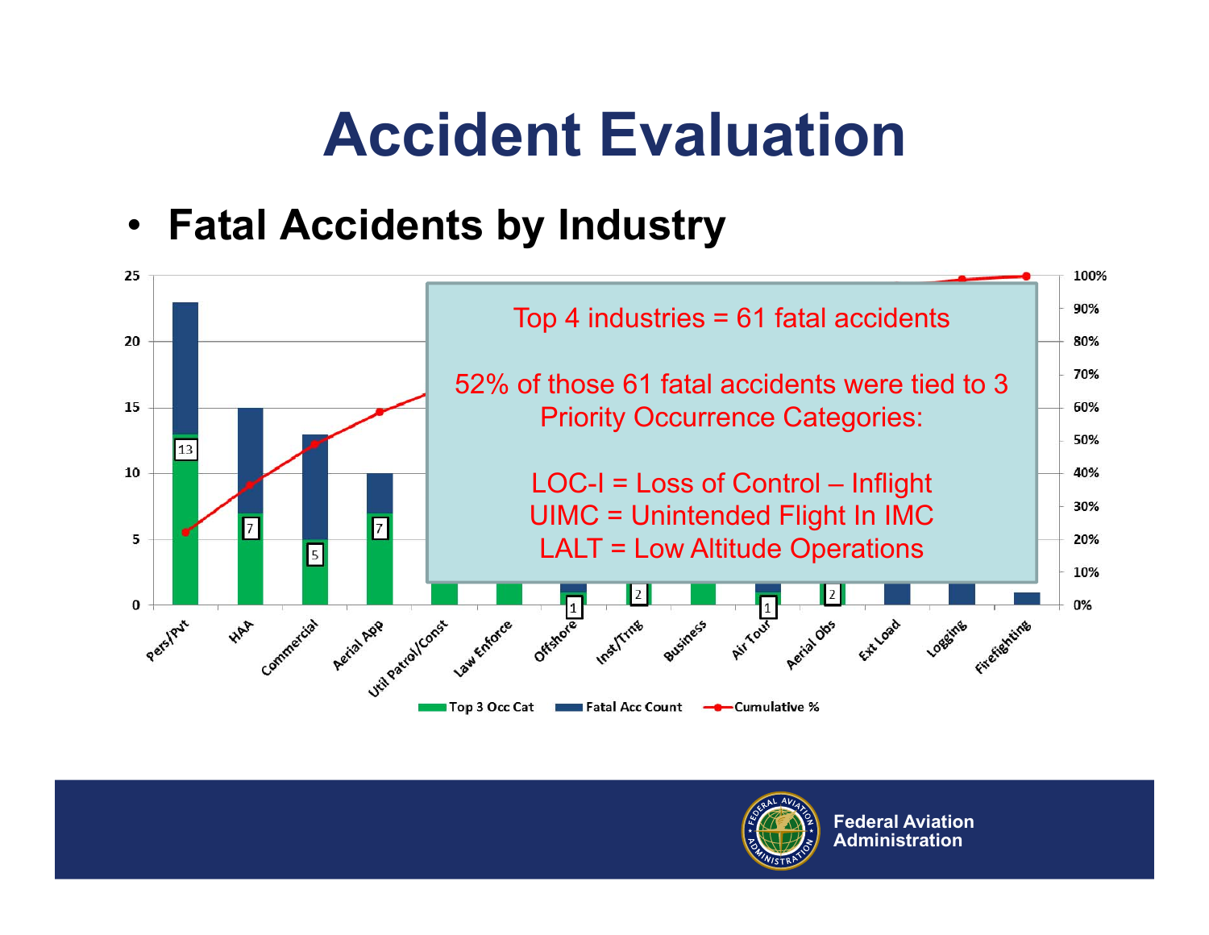# Accident Evaluation

- **Fatal Accidents by Industry**

Top 4 industries = 61 fatal accidents

52% of those 61 fatal accidents were tied to 3 Priority Occurrence Categories:

LOC-I = Loss of Control – Inflight
UIMC = Unintended Flight In IMC
LALT = Low Altitude Operations

| Industry | Top 3 Occ Cat |
|---|---|
| Pers/Pvt | 13 |
| HAA | 7 |
| Commercial | 5 |
| Aerial App | 7 |
| Util Patrol/Const | |
| Law Enforce | |
| Offshore | 1 |
| Inst/Trng | 2 |
| Business | |
| Air Tour | 1 |
| Aerial Obs | 2 |
| Ext Load | |
| Logging | |
| Firefighting | |

Legend: Top 3 Occ Cat, Fatal Acc Count, Cumulative %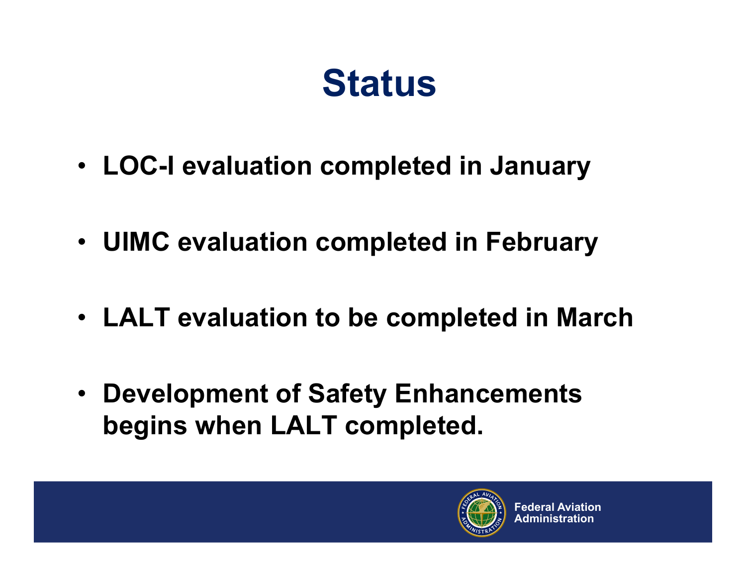# Status

- LOC-I evaluation completed in January
- UIMC evaluation completed in February
- LALT evaluation to be completed in March
- Development of Safety Enhancements begins when LALT completed.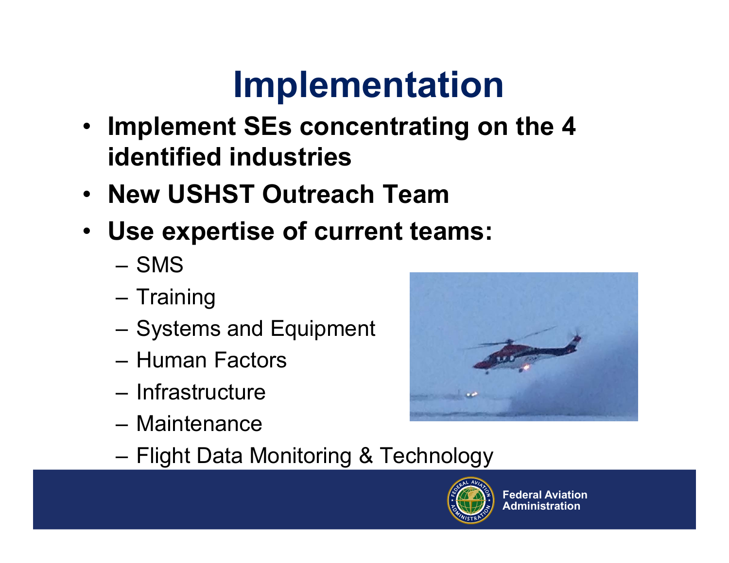# Implementation

- **Implement SEs concentrating on the 4 identified industries**
- **New USHST Outreach Team**
- **Use expertise of current teams:**
  - SMS
  - Training
  - Systems and Equipment
  - Human Factors
  - Infrastructure
  - Maintenance
  - Flight Data Monitoring & Technology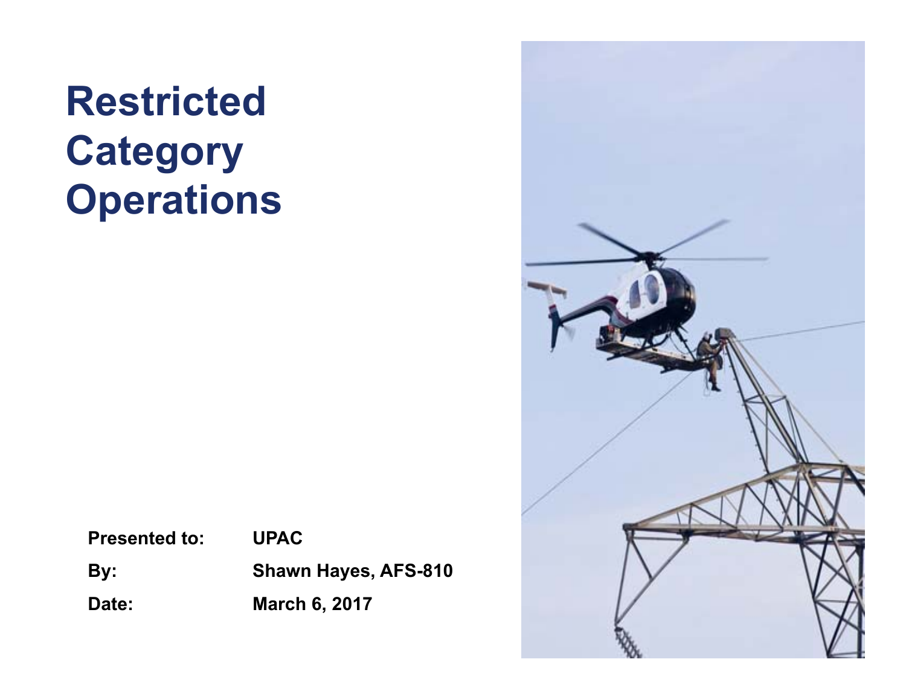# Restricted Category Operations

| | |
|---|---|
| **Presented to:** | **UPAC** |
| **By:** | **Shawn Hayes, AFS-810** |
| **Date:** | **March 6, 2017** |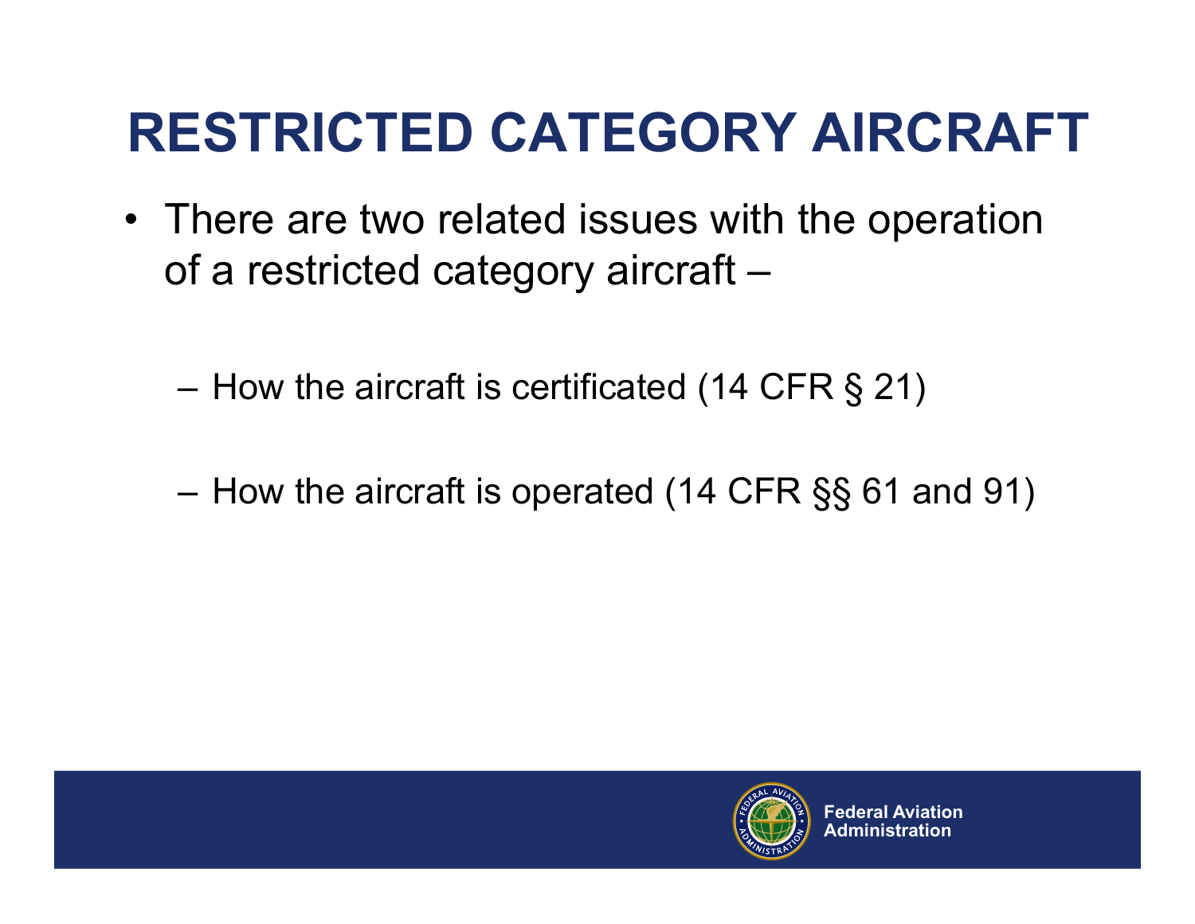# RESTRICTED CATEGORY AIRCRAFT

- There are two related issues with the operation of a restricted category aircraft –
  - How the aircraft is certificated (14 CFR § 21)
  - How the aircraft is operated (14 CFR §§ 61 and 91)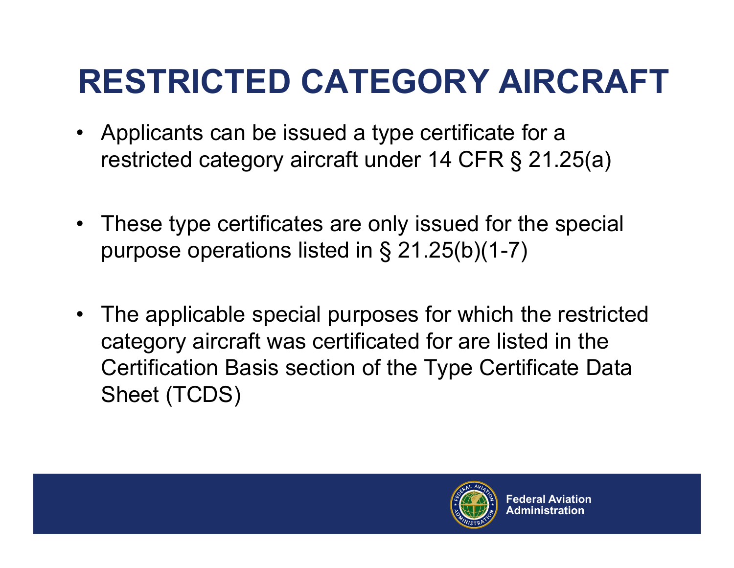# RESTRICTED CATEGORY AIRCRAFT

- Applicants can be issued a type certificate for a restricted category aircraft under 14 CFR § 21.25(a)
- These type certificates are only issued for the special purpose operations listed in § 21.25(b)(1-7)
- The applicable special purposes for which the restricted category aircraft was certificated for are listed in the Certification Basis section of the Type Certificate Data Sheet (TCDS)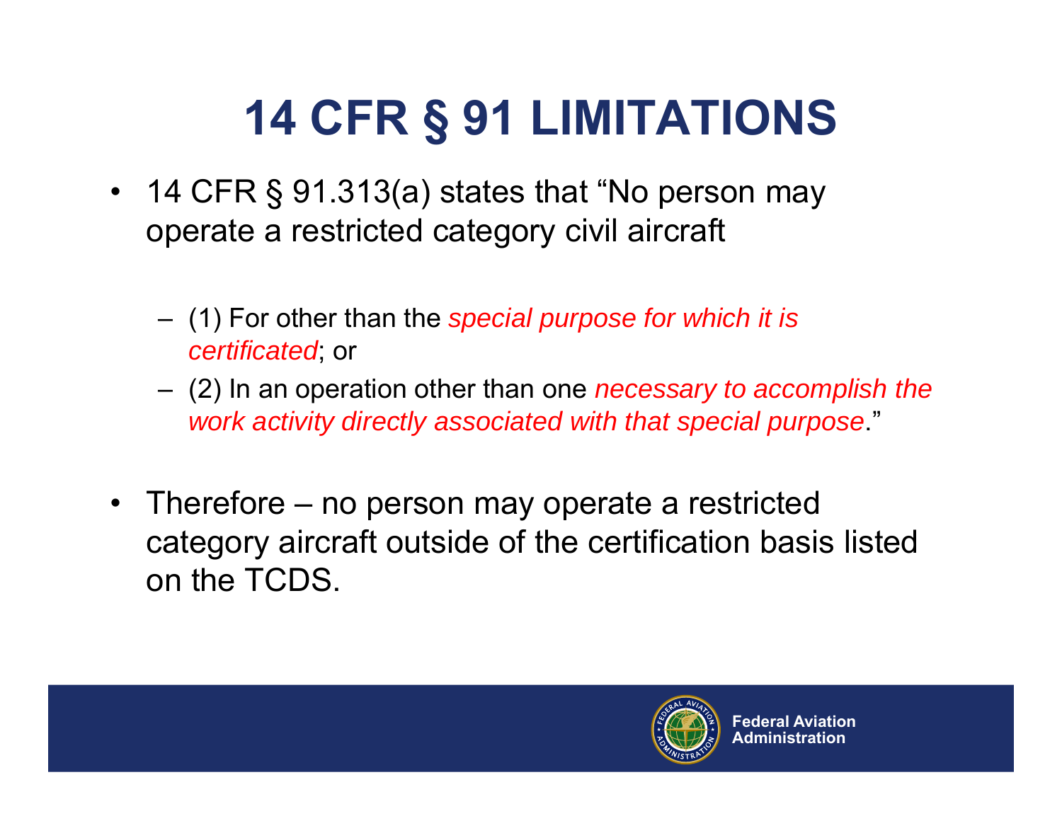# 14 CFR § 91 LIMITATIONS

- 14 CFR § 91.313(a) states that “No person may operate a restricted category civil aircraft
  - (1) For other than the *special purpose for which it is certificated*; or
  - (2) In an operation other than one *necessary to accomplish the work activity directly associated with that special purpose*.”

- Therefore – no person may operate a restricted category aircraft outside of the certification basis listed on the TCDS.

Federal Aviation Administration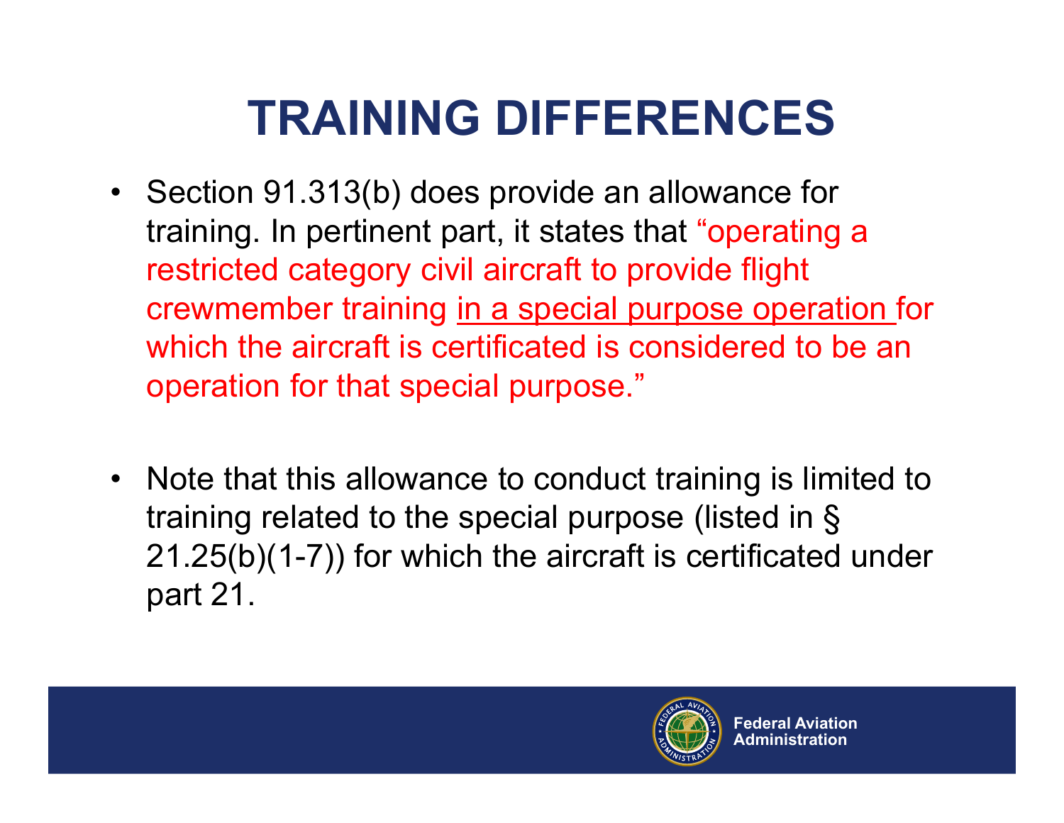# TRAINING DIFFERENCES

- Section 91.313(b) does provide an allowance for training. In pertinent part, it states that "operating a restricted category civil aircraft to provide flight crewmember training <u>in a special purpose operation</u> for which the aircraft is certificated is considered to be an operation for that special purpose."

- Note that this allowance to conduct training is limited to training related to the special purpose (listed in § 21.25(b)(1-7)) for which the aircraft is certificated under part 21.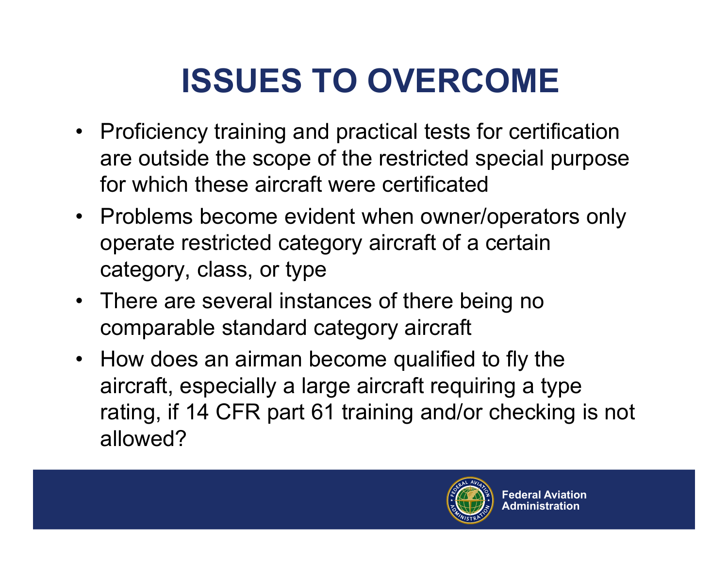# ISSUES TO OVERCOME

- Proficiency training and practical tests for certification are outside the scope of the restricted special purpose for which these aircraft were certificated
- Problems become evident when owner/operators only operate restricted category aircraft of a certain category, class, or type
- There are several instances of there being no comparable standard category aircraft
- How does an airman become qualified to fly the aircraft, especially a large aircraft requiring a type rating, if 14 CFR part 61 training and/or checking is not allowed?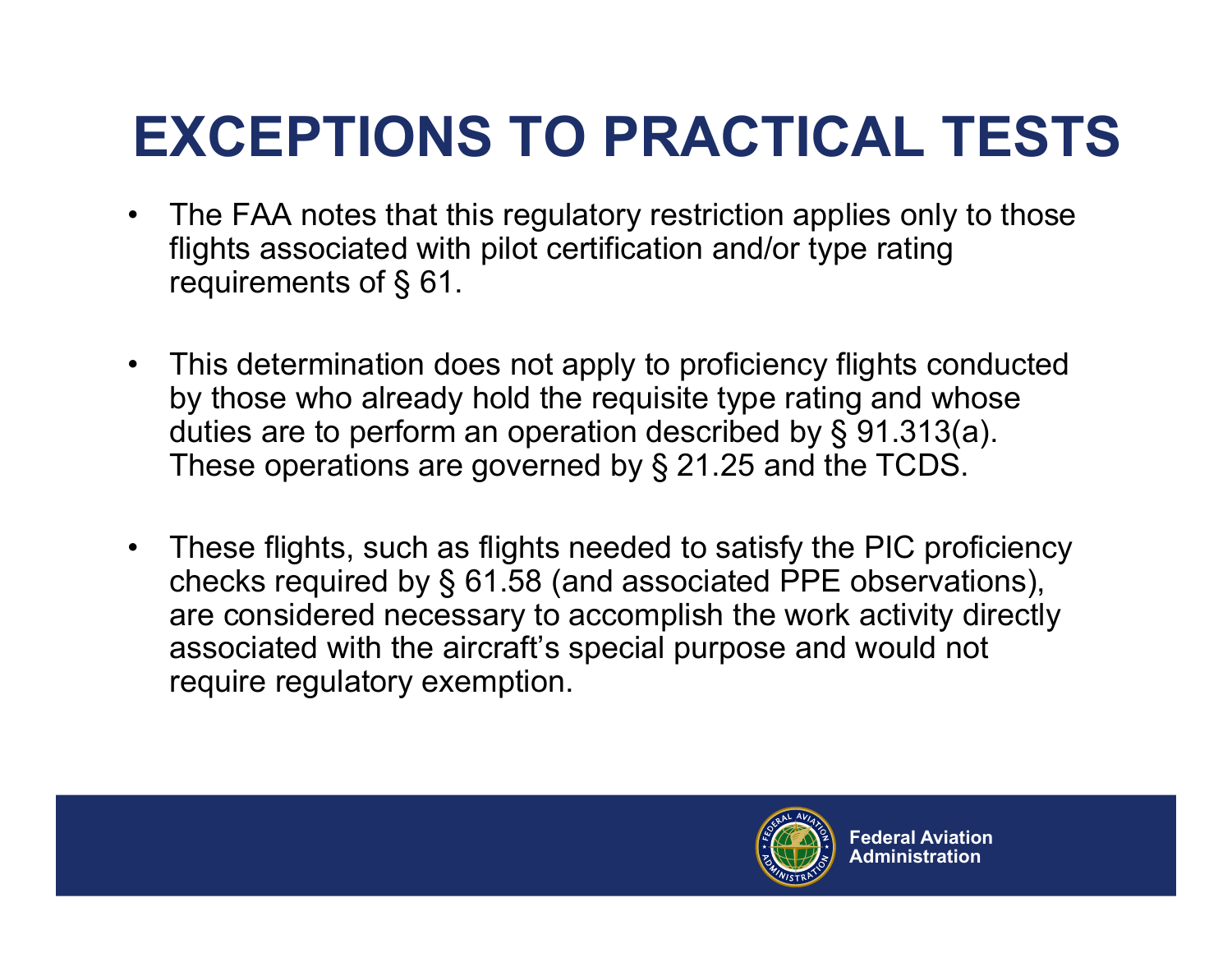# EXCEPTIONS TO PRACTICAL TESTS

- The FAA notes that this regulatory restriction applies only to those flights associated with pilot certification and/or type rating requirements of § 61.

- This determination does not apply to proficiency flights conducted by those who already hold the requisite type rating and whose duties are to perform an operation described by § 91.313(a). These operations are governed by § 21.25 and the TCDS.

- These flights, such as flights needed to satisfy the PIC proficiency checks required by § 61.58 (and associated PPE observations), are considered necessary to accomplish the work activity directly associated with the aircraft's special purpose and would not require regulatory exemption.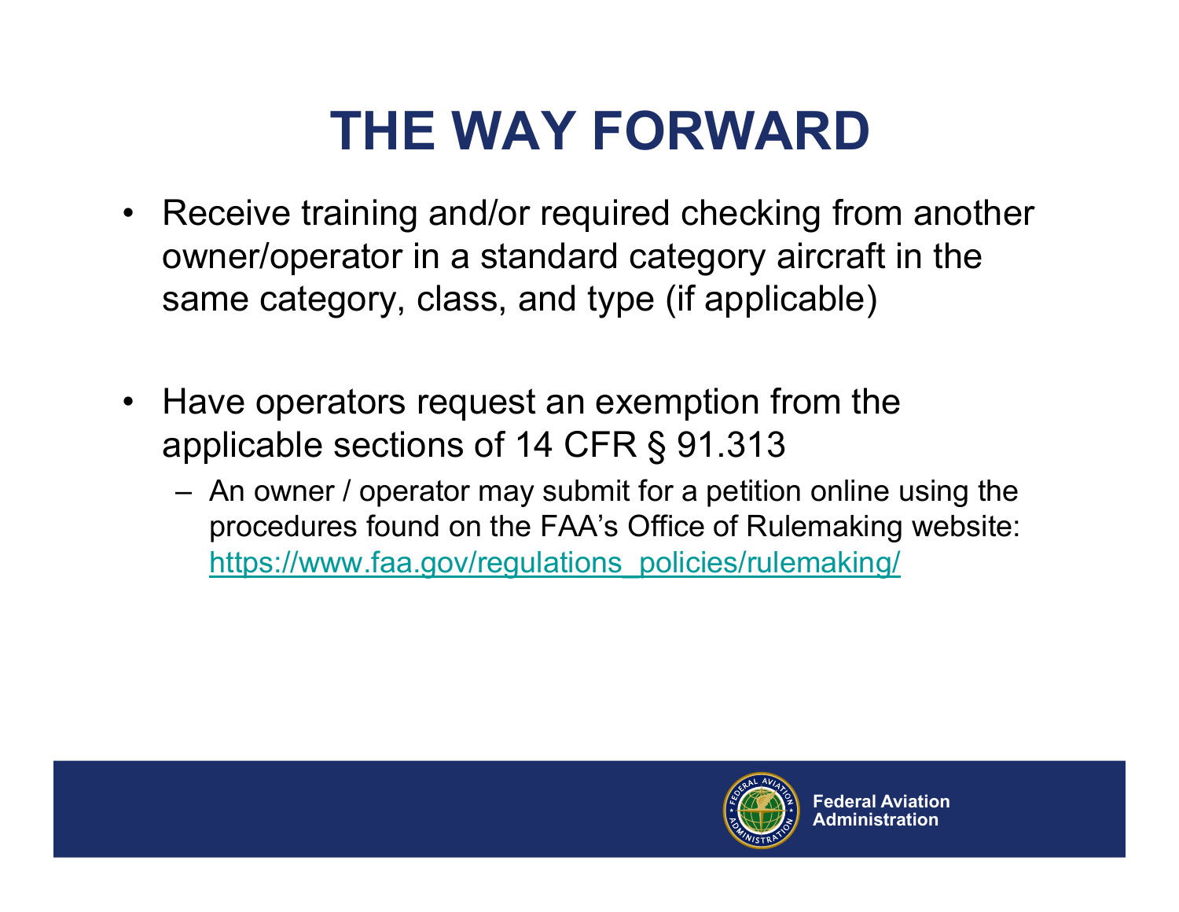# THE WAY FORWARD

- Receive training and/or required checking from another owner/operator in a standard category aircraft in the same category, class, and type (if applicable)

- Have operators request an exemption from the applicable sections of 14 CFR § 91.313
  - An owner / operator may submit for a petition online using the procedures found on the FAA's Office of Rulemaking website: https://www.faa.gov/regulations_policies/rulemaking/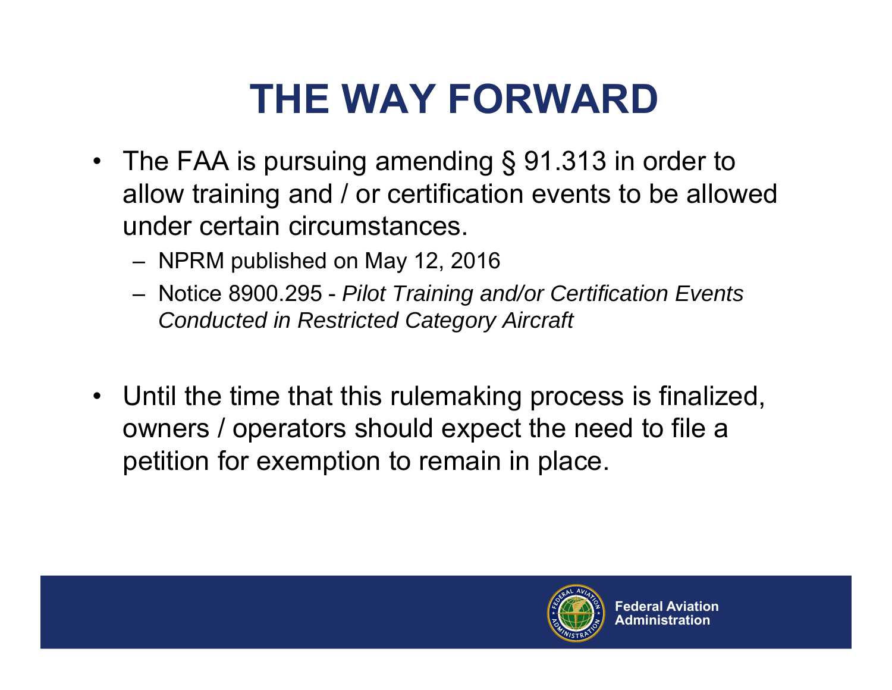# THE WAY FORWARD

- The FAA is pursuing amending § 91.313 in order to allow training and / or certification events to be allowed under certain circumstances.
  - NPRM published on May 12, 2016
  - Notice 8900.295 - *Pilot Training and/or Certification Events Conducted in Restricted Category Aircraft*

- Until the time that this rulemaking process is finalized, owners / operators should expect the need to file a petition for exemption to remain in place.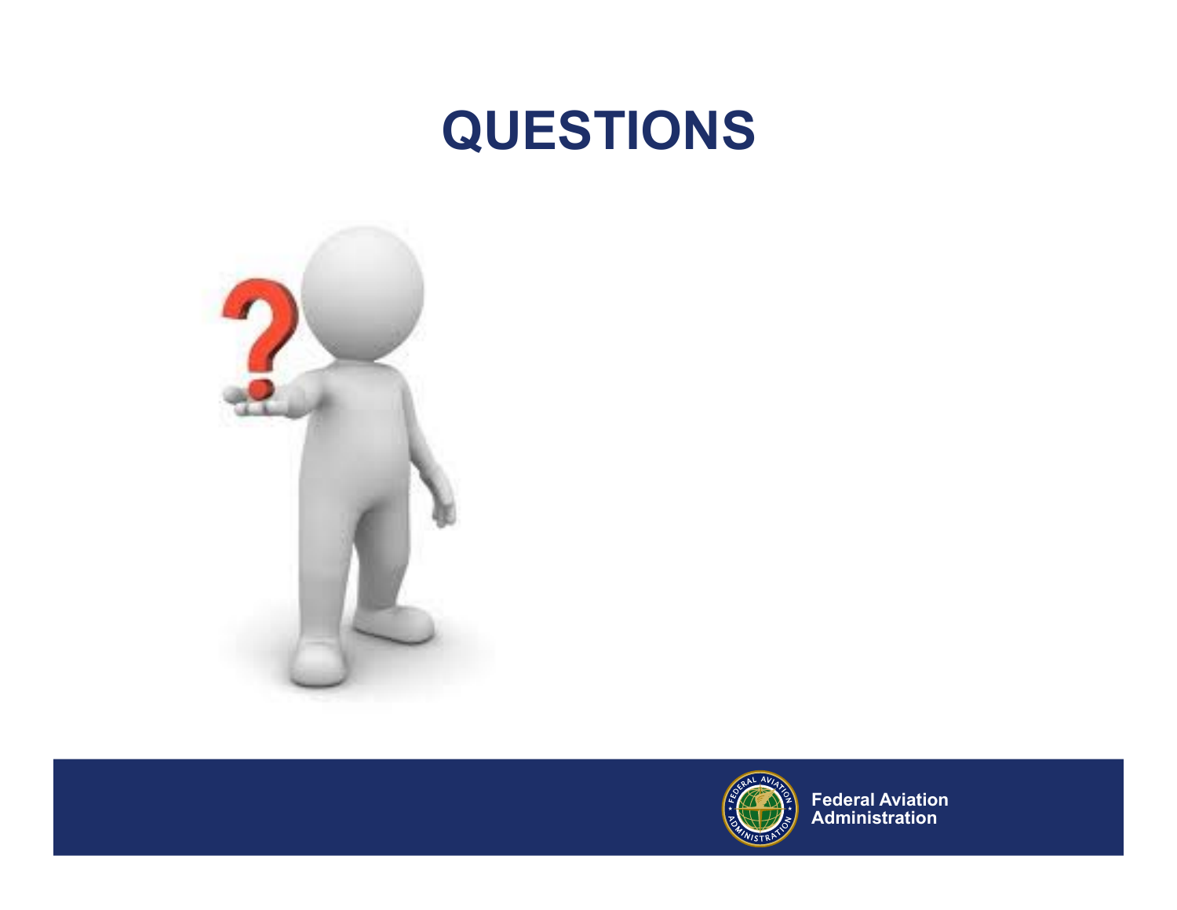# QUESTIONS